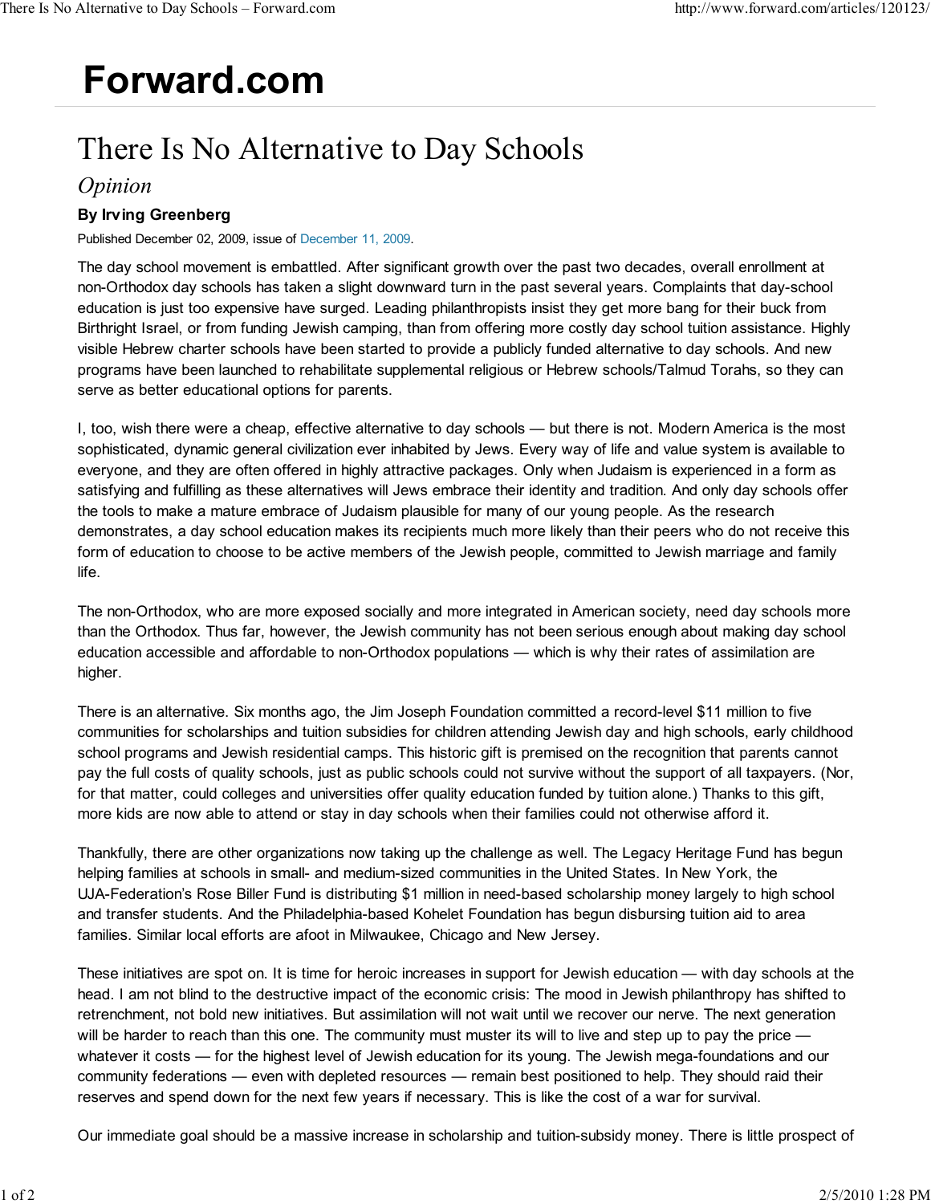# Forward.com

## There Is No Alternative to Day Schools

*Opinion*

**By Irving Greenberg**

Published December 02, 2009, issue of December 11, 2009.

The day school movement is embattled. After significant growth over the past two decades, overall enrollment at non-Orthodox day schools has taken a slight downward turn in the past several years. Complaints that day-school education is just too expensive have surged. Leading philanthropists insist they get more bang for their buck from Birthright Israel, or from funding Jewish camping, than from offering more costly day school tuition assistance. Highly visible Hebrew charter schools have been started to provide a publicly funded alternative to day schools. And new programs have been launched to rehabilitate supplemental religious or Hebrew schools/Talmud Torahs, so they can serve as better educational options for parents.

I, too, wish there were a cheap, effective alternative to day schools — but there is not. Modern America is the most sophisticated, dynamic general civilization ever inhabited by Jews. Every way of life and value system is available to everyone, and they are often offered in highly attractive packages. Only when Judaism is experienced in a form as satisfying and fulfilling as these alternatives will Jews embrace their identity and tradition. And only day schools offer the tools to make a mature embrace of Judaism plausible for many of our young people. As the research demonstrates, a day school education makes its recipients much more likely than their peers who do not receive this form of education to choose to be active members of the Jewish people, committed to Jewish marriage and family life.

The non-Orthodox, who are more exposed socially and more integrated in American society, need day schools more than the Orthodox. Thus far, however, the Jewish community has not been serious enough about making day school education accessible and affordable to non-Orthodox populations — which is why their rates of assimilation are higher.

There is an alternative. Six months ago, the Jim Joseph Foundation committed a record-level $11 million to five communities for scholarships and tuition subsidies for children attending Jewish day and high schools, early childhood school programs and Jewish residential camps. This historic gift is premised on the recognition that parents cannot pay the full costs of quality schools, just as public schools could not survive without the support of all taxpayers. (Nor, for that matter, could colleges and universities offer quality education funded by tuition alone.) Thanks to this gift, more kids are now able to attend or stay in day schools when their families could not otherwise afford it.

Thankfully, there are other organizations now taking up the challenge as well. The Legacy Heritage Fund has begun helping families at schools in small- and medium-sized communities in the United States. In New York, the UJA-Federation's Rose Biller Fund is distributing $1 million in need-based scholarship money largely to high school and transfer students. And the Philadelphia-based Kohelet Foundation has begun disbursing tuition aid to area families. Similar local efforts are afoot in Milwaukee, Chicago and New Jersey.

These initiatives are spot on. It is time for heroic increases in support for Jewish education — with day schools at the head. I am not blind to the destructive impact of the economic crisis: The mood in Jewish philanthropy has shifted to retrenchment, not bold new initiatives. But assimilation will not wait until we recover our nerve. The next generation will be harder to reach than this one. The community must muster its will to live and step up to pay the price — whatever it costs — for the highest level of Jewish education for its young. The Jewish mega-foundations and our community federations — even with depleted resources — remain best positioned to help. They should raid their reserves and spend down for the next few years if necessary. This is like the cost of a war for survival.

Our immediate goal should be a massive increase in scholarship and tuition-subsidy money. There is little prospect of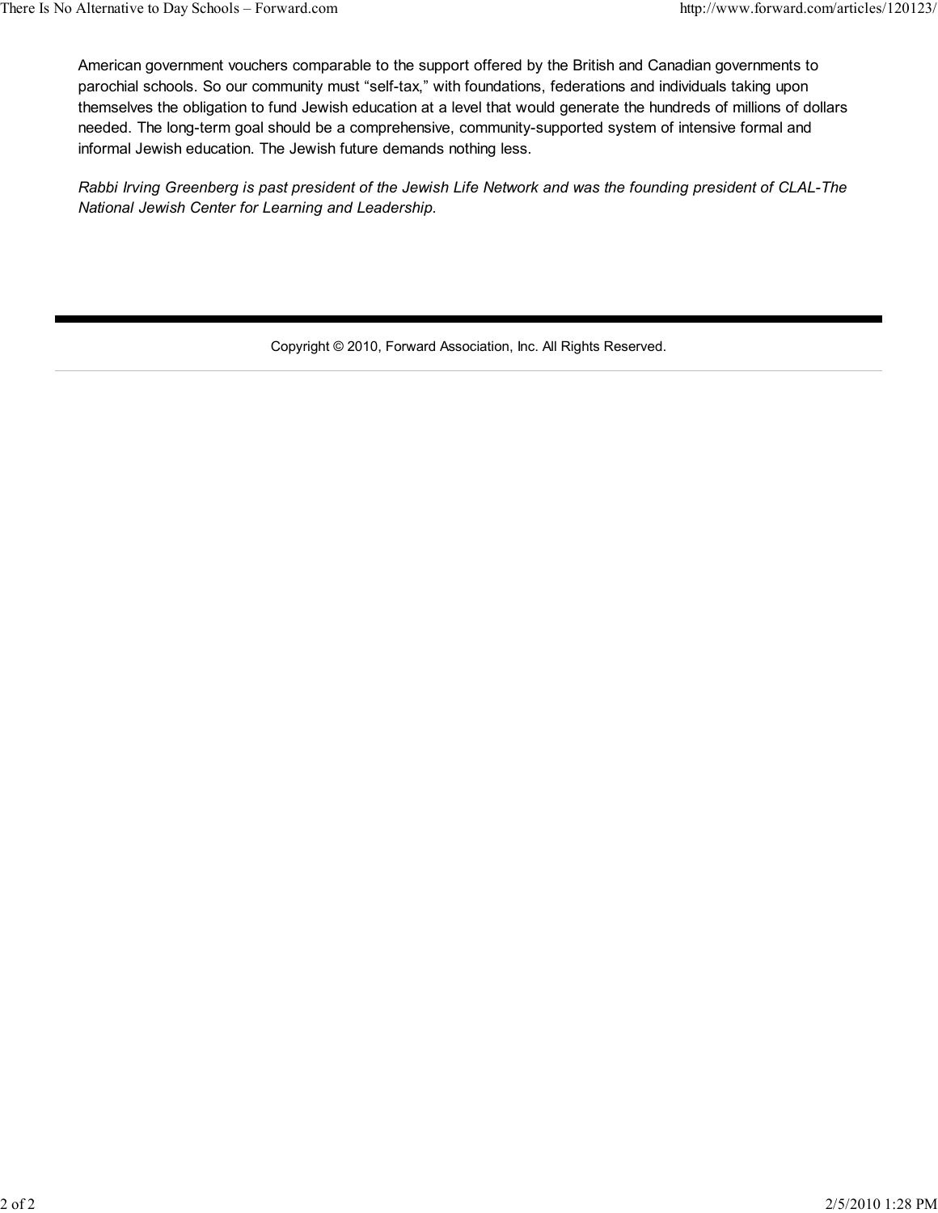American government vouchers comparable to the support offered by the British and Canadian governments to parochial schools. So our community must “self-tax,” with foundations, federations and individuals taking upon themselves the obligation to fund Jewish education at a level that would generate the hundreds of millions of dollars needed. The long-term goal should be a comprehensive, community-supported system of intensive formal and informal Jewish education. The Jewish future demands nothing less.

*Rabbi Irving Greenberg is past president of the Jewish Life Network and was the founding president of CLAL-The National Jewish Center for Learning and Leadership.*

---

Copyright © 2010, Forward Association, Inc. All Rights Reserved.